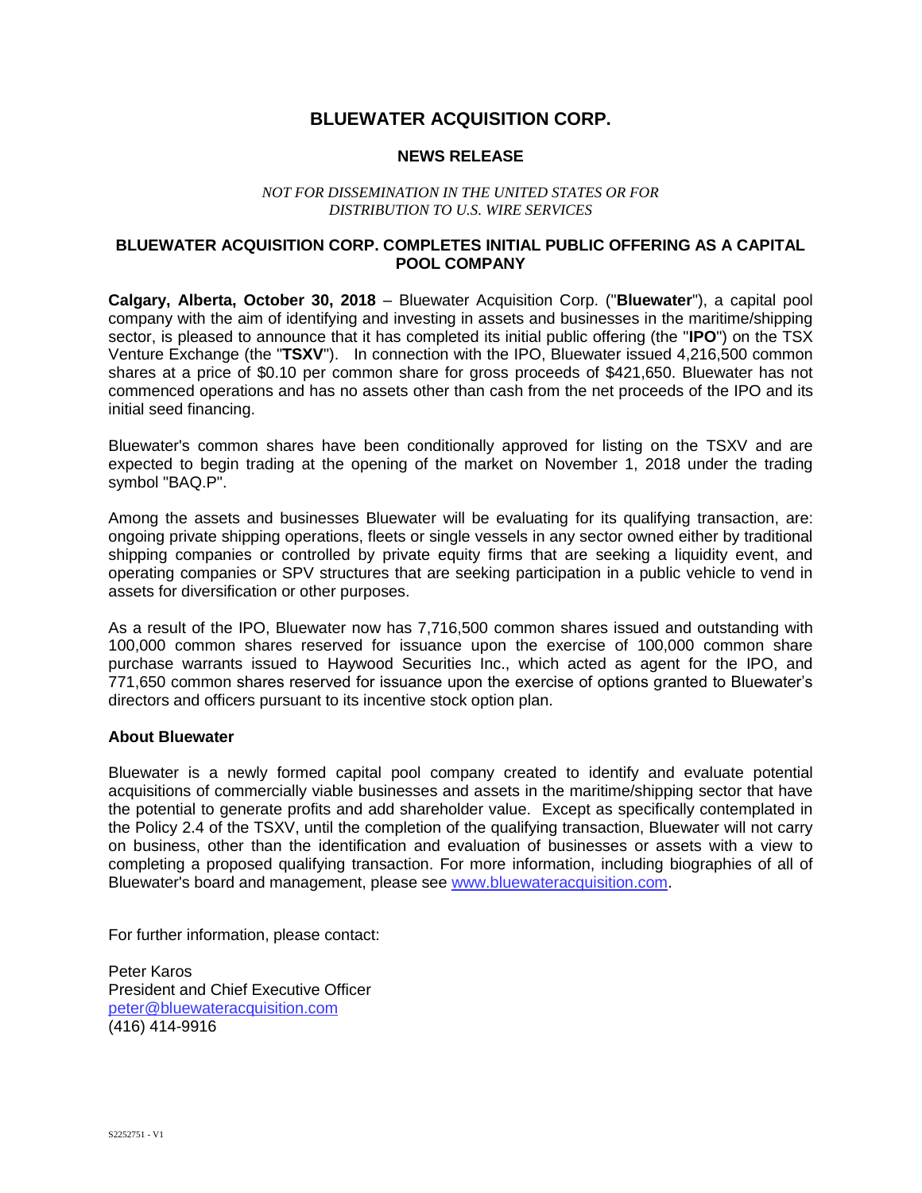# BLUEWATER ACQUISITION CORP.

## NEWS RELEASE

*NOT FOR DISSEMINATION IN THE UNITED STATES OR FOR DISTRIBUTION TO U.S. WIRE SERVICES*

## BLUEWATER ACQUISITION CORP. COMPLETES INITIAL PUBLIC OFFERING AS A CAPITAL POOL COMPANY

**Calgary, Alberta, October 30, 2018** – Bluewater Acquisition Corp. ("**Bluewater**"), a capital pool company with the aim of identifying and investing in assets and businesses in the maritime/shipping sector, is pleased to announce that it has completed its initial public offering (the "**IPO**") on the TSX Venture Exchange (the "**TSXV**"). In connection with the IPO, Bluewater issued 4,216,500 common shares at a price of $0.10 per common share for gross proceeds of $421,650. Bluewater has not commenced operations and has no assets other than cash from the net proceeds of the IPO and its initial seed financing.

Bluewater's common shares have been conditionally approved for listing on the TSXV and are expected to begin trading at the opening of the market on November 1, 2018 under the trading symbol "BAQ.P".

Among the assets and businesses Bluewater will be evaluating for its qualifying transaction, are: ongoing private shipping operations, fleets or single vessels in any sector owned either by traditional shipping companies or controlled by private equity firms that are seeking a liquidity event, and operating companies or SPV structures that are seeking participation in a public vehicle to vend in assets for diversification or other purposes.

As a result of the IPO, Bluewater now has 7,716,500 common shares issued and outstanding with 100,000 common shares reserved for issuance upon the exercise of 100,000 common share purchase warrants issued to Haywood Securities Inc., which acted as agent for the IPO, and 771,650 common shares reserved for issuance upon the exercise of options granted to Bluewater's directors and officers pursuant to its incentive stock option plan.

**About Bluewater**

Bluewater is a newly formed capital pool company created to identify and evaluate potential acquisitions of commercially viable businesses and assets in the maritime/shipping sector that have the potential to generate profits and add shareholder value. Except as specifically contemplated in the Policy 2.4 of the TSXV, until the completion of the qualifying transaction, Bluewater will not carry on business, other than the identification and evaluation of businesses or assets with a view to completing a proposed qualifying transaction. For more information, including biographies of all of Bluewater's board and management, please see www.bluewateracquisition.com.

For further information, please contact:

Peter Karos  
President and Chief Executive Officer  
peter@bluewateracquisition.com  
(416) 414-9916

S2252751 - V1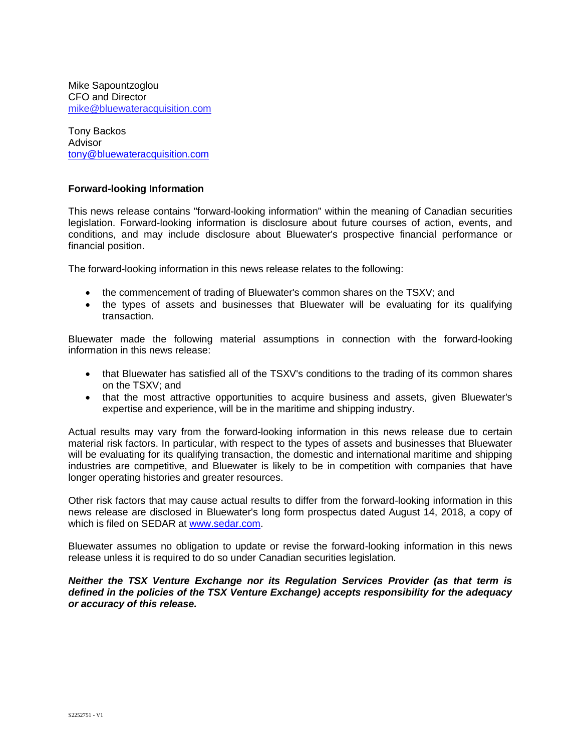Mike Sapountzoglou
CFO and Director
mike@bluewateracquisition.com

Tony Backos
Advisor
tony@bluewateracquisition.com

**Forward-looking Information**

This news release contains "forward-looking information" within the meaning of Canadian securities legislation. Forward-looking information is disclosure about future courses of action, events, and conditions, and may include disclosure about Bluewater's prospective financial performance or financial position.

The forward-looking information in this news release relates to the following:

- the commencement of trading of Bluewater's common shares on the TSXV; and
- the types of assets and businesses that Bluewater will be evaluating for its qualifying transaction.

Bluewater made the following material assumptions in connection with the forward-looking information in this news release:

- that Bluewater has satisfied all of the TSXV's conditions to the trading of its common shares on the TSXV; and
- that the most attractive opportunities to acquire business and assets, given Bluewater's expertise and experience, will be in the maritime and shipping industry.

Actual results may vary from the forward-looking information in this news release due to certain material risk factors. In particular, with respect to the types of assets and businesses that Bluewater will be evaluating for its qualifying transaction, the domestic and international maritime and shipping industries are competitive, and Bluewater is likely to be in competition with companies that have longer operating histories and greater resources.

Other risk factors that may cause actual results to differ from the forward-looking information in this news release are disclosed in Bluewater's long form prospectus dated August 14, 2018, a copy of which is filed on SEDAR at www.sedar.com.

Bluewater assumes no obligation to update or revise the forward-looking information in this news release unless it is required to do so under Canadian securities legislation.

***Neither the TSX Venture Exchange nor its Regulation Services Provider (as that term is defined in the policies of the TSX Venture Exchange) accepts responsibility for the adequacy or accuracy of this release.***

S2252751 - V1